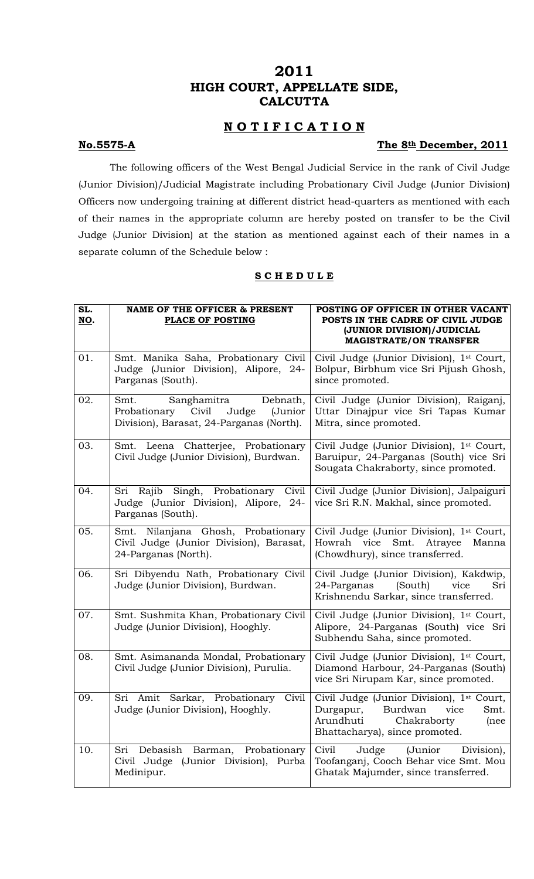# 2011
# HIGH COURT, APPELLATE SIDE,
# CALCUTTA

## N O T I F I C A T I O N

**No.5575-A** **The 8th December, 2011**

The following officers of the West Bengal Judicial Service in the rank of Civil Judge (Junior Division)/Judicial Magistrate including Probationary Civil Judge (Junior Division) Officers now undergoing training at different district head-quarters as mentioned with each of their names in the appropriate column are hereby posted on transfer to be the Civil Judge (Junior Division) at the station as mentioned against each of their names in a separate column of the Schedule below :

**S C H E D U L E**

| SL. NO. | NAME OF THE OFFICER & PRESENT PLACE OF POSTING | POSTING OF OFFICER IN OTHER VACANT POSTS IN THE CADRE OF CIVIL JUDGE (JUNIOR DIVISION)/JUDICIAL MAGISTRATE/ON TRANSFER |
|---|---|---|
| 01. | Smt. Manika Saha, Probationary Civil Judge (Junior Division), Alipore, 24-Parganas (South). | Civil Judge (Junior Division), 1st Court, Bolpur, Birbhum vice Sri Pijush Ghosh, since promoted. |
| 02. | Smt. Sanghamitra Debnath, Probationary Civil Judge (Junior Division), Barasat, 24-Parganas (North). | Civil Judge (Junior Division), Raiganj, Uttar Dinajpur vice Sri Tapas Kumar Mitra, since promoted. |
| 03. | Smt. Leena Chatterjee, Probationary Civil Judge (Junior Division), Burdwan. | Civil Judge (Junior Division), 1st Court, Baruipur, 24-Parganas (South) vice Sri Sougata Chakraborty, since promoted. |
| 04. | Sri Rajib Singh, Probationary Civil Judge (Junior Division), Alipore, 24-Parganas (South). | Civil Judge (Junior Division), Jalpaiguri vice Sri R.N. Makhal, since promoted. |
| 05. | Smt. Nilanjana Ghosh, Probationary Civil Judge (Junior Division), Barasat, 24-Parganas (North). | Civil Judge (Junior Division), 1st Court, Howrah vice Smt. Atrayee Manna (Chowdhury), since transferred. |
| 06. | Sri Dibyendu Nath, Probationary Civil Judge (Junior Division), Burdwan. | Civil Judge (Junior Division), Kakdwip, 24-Parganas (South) vice Sri Krishnendu Sarkar, since transferred. |
| 07. | Smt. Sushmita Khan, Probationary Civil Judge (Junior Division), Hooghly. | Civil Judge (Junior Division), 1st Court, Alipore, 24-Parganas (South) vice Sri Subhendu Saha, since promoted. |
| 08. | Smt. Asimananda Mondal, Probationary Civil Judge (Junior Division), Purulia. | Civil Judge (Junior Division), 1st Court, Diamond Harbour, 24-Parganas (South) vice Sri Nirupam Kar, since promoted. |
| 09. | Sri Amit Sarkar, Probationary Civil Judge (Junior Division), Hooghly. | Civil Judge (Junior Division), 1st Court, Durgapur, Burdwan vice Smt. Arundhuti Chakraborty (nee Bhattacharya), since promoted. |
| 10. | Sri Debasish Barman, Probationary Civil Judge (Junior Division), Purba Medinipur. | Civil Judge (Junior Division), Toofanganj, Cooch Behar vice Smt. Mou Ghatak Majumder, since transferred. |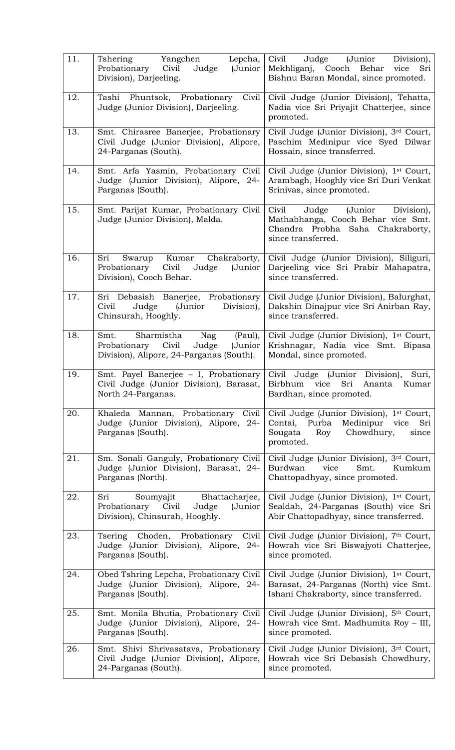| 11. | Tshering Yangchen Lepcha, Probationary Civil Judge (Junior Division), Darjeeling. | Civil Judge (Junior Division), Mekhliganj, Cooch Behar vice Sri Bishnu Baran Mondal, since promoted. |
|---|---|---|
| 12. | Tashi Phuntsok, Probationary Civil Judge (Junior Division), Darjeeling. | Civil Judge (Junior Division), Tehatta, Nadia vice Sri Priyajit Chatterjee, since promoted. |
| 13. | Smt. Chirasree Banerjee, Probationary Civil Judge (Junior Division), Alipore, 24-Parganas (South). | Civil Judge (Junior Division), 3rd Court, Paschim Medinipur vice Syed Dilwar Hossain, since transferred. |
| 14. | Smt. Arfa Yasmin, Probationary Civil Judge (Junior Division), Alipore, 24-Parganas (South). | Civil Judge (Junior Division), 1st Court, Arambagh, Hooghly vice Sri Duri Venkat Srinivas, since promoted. |
| 15. | Smt. Parijat Kumar, Probationary Civil Judge (Junior Division), Malda. | Civil Judge (Junior Division), Mathabhanga, Cooch Behar vice Smt. Chandra Probha Saha Chakraborty, since transferred. |
| 16. | Sri Swarup Kumar Chakraborty, Probationary Civil Judge (Junior Division), Cooch Behar. | Civil Judge (Junior Division), Siliguri, Darjeeling vice Sri Prabir Mahapatra, since transferred. |
| 17. | Sri Debasish Banerjee, Probationary Civil Judge (Junior Division), Chinsurah, Hooghly. | Civil Judge (Junior Division), Balurghat, Dakshin Dinajpur vice Sri Anirban Ray, since transferred. |
| 18. | Smt. Sharmistha Nag (Paul), Probationary Civil Judge (Junior Division), Alipore, 24-Parganas (South). | Civil Judge (Junior Division), 1st Court, Krishnagar, Nadia vice Smt. Bipasa Mondal, since promoted. |
| 19. | Smt. Payel Banerjee – I, Probationary Civil Judge (Junior Division), Barasat, North 24-Parganas. | Civil Judge (Junior Division), Suri, Birbhum vice Sri Ananta Kumar Bardhan, since promoted. |
| 20. | Khaleda Mannan, Probationary Civil Judge (Junior Division), Alipore, 24-Parganas (South). | Civil Judge (Junior Division), 1st Court, Contai, Purba Medinipur vice Sri Sougata Roy Chowdhury, since promoted. |
| 21. | Sm. Sonali Ganguly, Probationary Civil Judge (Junior Division), Barasat, 24-Parganas (North). | Civil Judge (Junior Division), 3rd Court, Burdwan vice Smt. Kumkum Chattopadhyay, since promoted. |
| 22. | Sri Soumyajit Bhattacharjee, Probationary Civil Judge (Junior Division), Chinsurah, Hooghly. | Civil Judge (Junior Division), 1st Court, Sealdah, 24-Parganas (South) vice Sri Abir Chattopadhyay, since transferred. |
| 23. | Tsering Choden, Probationary Civil Judge (Junior Division), Alipore, 24-Parganas (South). | Civil Judge (Junior Division), 7th Court, Howrah vice Sri Biswajyoti Chatterjee, since promoted. |
| 24. | Obed Tshring Lepcha, Probationary Civil Judge (Junior Division), Alipore, 24-Parganas (South). | Civil Judge (Junior Division), 1st Court, Barasat, 24-Parganas (North) vice Smt. Ishani Chakraborty, since transferred. |
| 25. | Smt. Monila Bhutia, Probationary Civil Judge (Junior Division), Alipore, 24-Parganas (South). | Civil Judge (Junior Division), 5th Court, Howrah vice Smt. Madhumita Roy – III, since promoted. |
| 26. | Smt. Shivi Shrivasatava, Probationary Civil Judge (Junior Division), Alipore, 24-Parganas (South). | Civil Judge (Junior Division), 3rd Court, Howrah vice Sri Debasish Chowdhury, since promoted. |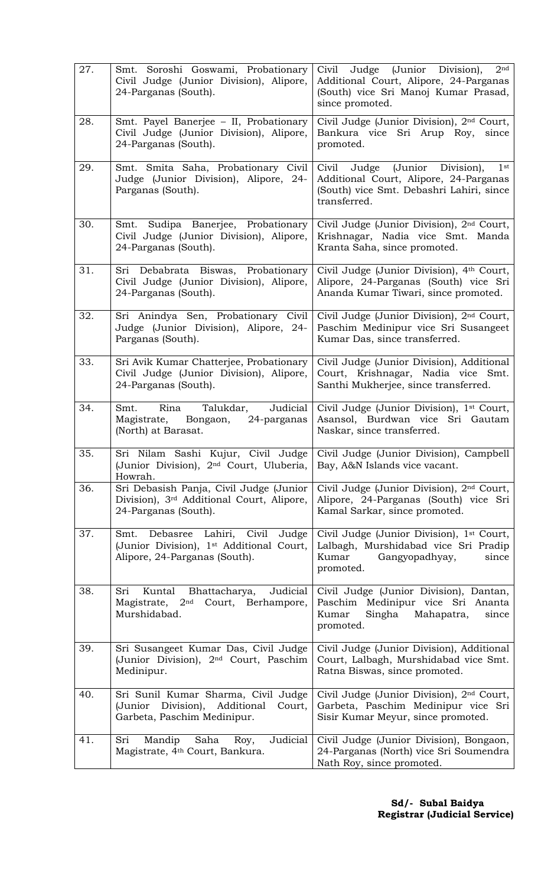| 27. | Smt. Soroshi Goswami, Probationary Civil Judge (Junior Division), Alipore, 24-Parganas (South). | Civil Judge (Junior Division), 2nd Additional Court, Alipore, 24-Parganas (South) vice Sri Manoj Kumar Prasad, since promoted. |
|---|---|---|
| 28. | Smt. Payel Banerjee – II, Probationary Civil Judge (Junior Division), Alipore, 24-Parganas (South). | Civil Judge (Junior Division), 2nd Court, Bankura vice Sri Arup Roy, since promoted. |
| 29. | Smt. Smita Saha, Probationary Civil Judge (Junior Division), Alipore, 24-Parganas (South). | Civil Judge (Junior Division), 1st Additional Court, Alipore, 24-Parganas (South) vice Smt. Debashri Lahiri, since transferred. |
| 30. | Smt. Sudipa Banerjee, Probationary Civil Judge (Junior Division), Alipore, 24-Parganas (South). | Civil Judge (Junior Division), 2nd Court, Krishnagar, Nadia vice Smt. Manda Kranta Saha, since promoted. |
| 31. | Sri Debabrata Biswas, Probationary Civil Judge (Junior Division), Alipore, 24-Parganas (South). | Civil Judge (Junior Division), 4th Court, Alipore, 24-Parganas (South) vice Sri Ananda Kumar Tiwari, since promoted. |
| 32. | Sri Anindya Sen, Probationary Civil Judge (Junior Division), Alipore, 24-Parganas (South). | Civil Judge (Junior Division), 2nd Court, Paschim Medinipur vice Sri Susangeet Kumar Das, since transferred. |
| 33. | Sri Avik Kumar Chatterjee, Probationary Civil Judge (Junior Division), Alipore, 24-Parganas (South). | Civil Judge (Junior Division), Additional Court, Krishnagar, Nadia vice Smt. Santhi Mukherjee, since transferred. |
| 34. | Smt. Rina Talukdar, Judicial Magistrate, Bongaon, 24-parganas (North) at Barasat. | Civil Judge (Junior Division), 1st Court, Asansol, Burdwan vice Sri Gautam Naskar, since transferred. |
| 35. | Sri Nilam Sashi Kujur, Civil Judge (Junior Division), 2nd Court, Uluberia, Howrah. | Civil Judge (Junior Division), Campbell Bay, A&N Islands vice vacant. |
| 36. | Sri Debasish Panja, Civil Judge (Junior Division), 3rd Additional Court, Alipore, 24-Parganas (South). | Civil Judge (Junior Division), 2nd Court, Alipore, 24-Parganas (South) vice Sri Kamal Sarkar, since promoted. |
| 37. | Smt. Debasree Lahiri, Civil Judge (Junior Division), 1st Additional Court, Alipore, 24-Parganas (South). | Civil Judge (Junior Division), 1st Court, Lalbagh, Murshidabad vice Sri Pradip Kumar Gangyopadhyay, since promoted. |
| 38. | Sri Kuntal Bhattacharya, Judicial Magistrate, 2nd Court, Berhampore, Murshidabad. | Civil Judge (Junior Division), Dantan, Paschim Medinipur vice Sri Ananta Kumar Singha Mahapatra, since promoted. |
| 39. | Sri Susangeet Kumar Das, Civil Judge (Junior Division), 2nd Court, Paschim Medinipur. | Civil Judge (Junior Division), Additional Court, Lalbagh, Murshidabad vice Smt. Ratna Biswas, since promoted. |
| 40. | Sri Sunil Kumar Sharma, Civil Judge (Junior Division), Additional Court, Garbeta, Paschim Medinipur. | Civil Judge (Junior Division), 2nd Court, Garbeta, Paschim Medinipur vice Sri Sisir Kumar Meyur, since promoted. |
| 41. | Sri Mandip Saha Roy, Judicial Magistrate, 4th Court, Bankura. | Civil Judge (Junior Division), Bongaon, 24-Parganas (North) vice Sri Soumendra Nath Roy, since promoted. |

**Sd/- Subal Baidya**
**Registrar (Judicial Service)**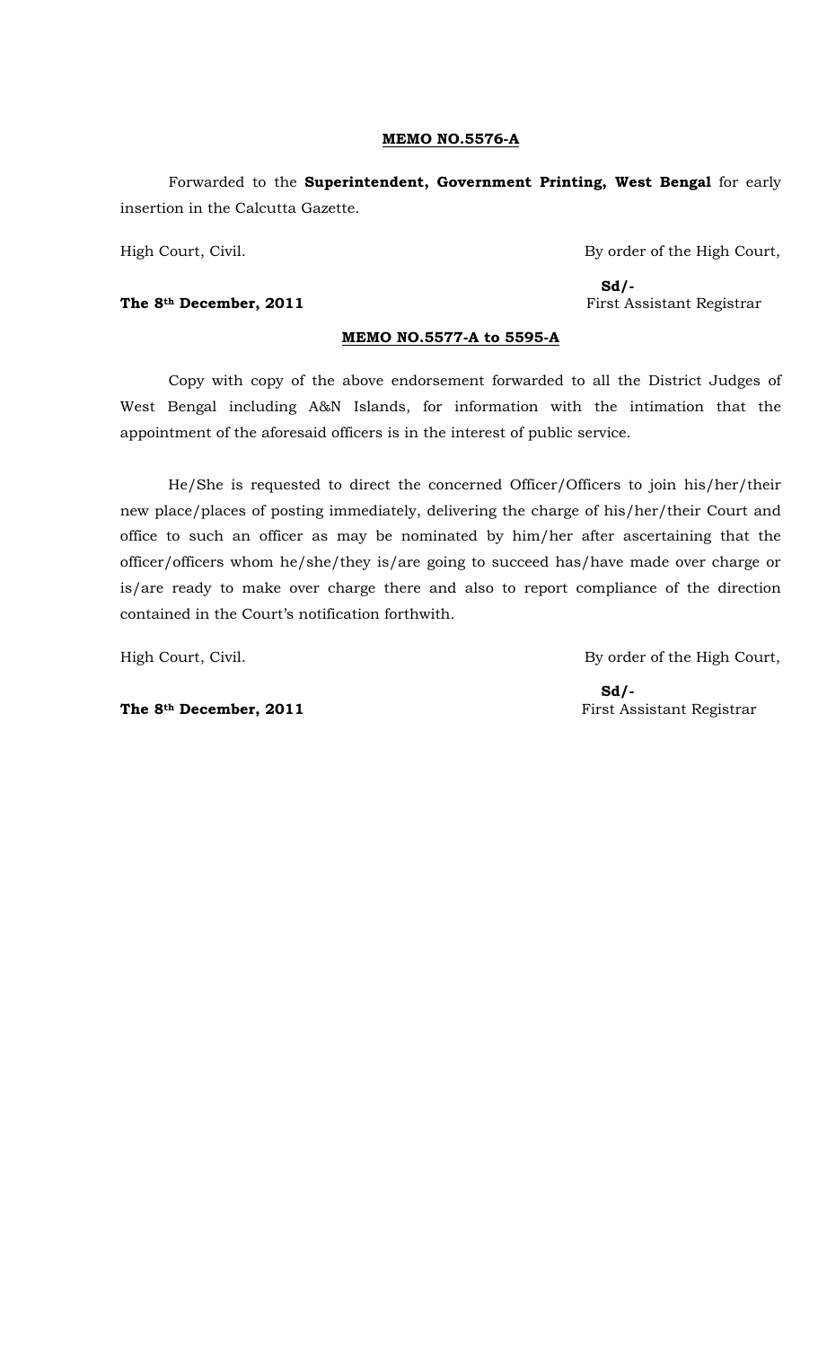**MEMO NO.5576-A**

Forwarded to the **Superintendent, Government Printing, West Bengal** for early insertion in the Calcutta Gazette.

High Court, Civil.

By order of the High Court,

**Sd/-**

First Assistant Registrar

**The 8th December, 2011**

**MEMO NO.5577-A to 5595-A**

Copy with copy of the above endorsement forwarded to all the District Judges of West Bengal including A&N Islands, for information with the intimation that the appointment of the aforesaid officers is in the interest of public service.

He/She is requested to direct the concerned Officer/Officers to join his/her/their new place/places of posting immediately, delivering the charge of his/her/their Court and office to such an officer as may be nominated by him/her after ascertaining that the officer/officers whom he/she/they is/are going to succeed has/have made over charge or is/are ready to make over charge there and also to report compliance of the direction contained in the Court's notification forthwith.

High Court, Civil.

By order of the High Court,

**Sd/-**

First Assistant Registrar

**The 8th December, 2011**